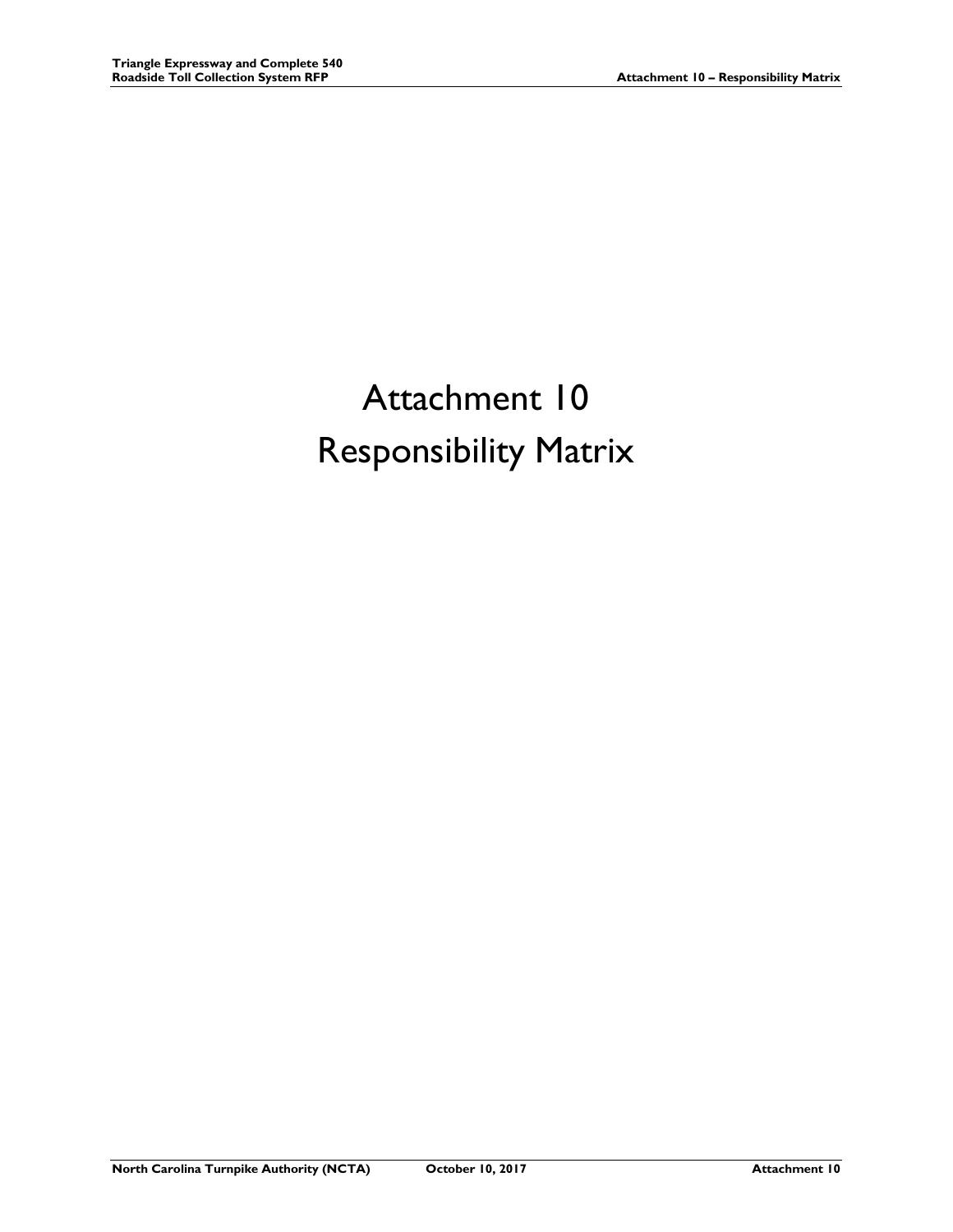# Attachment 10
# Responsibility Matrix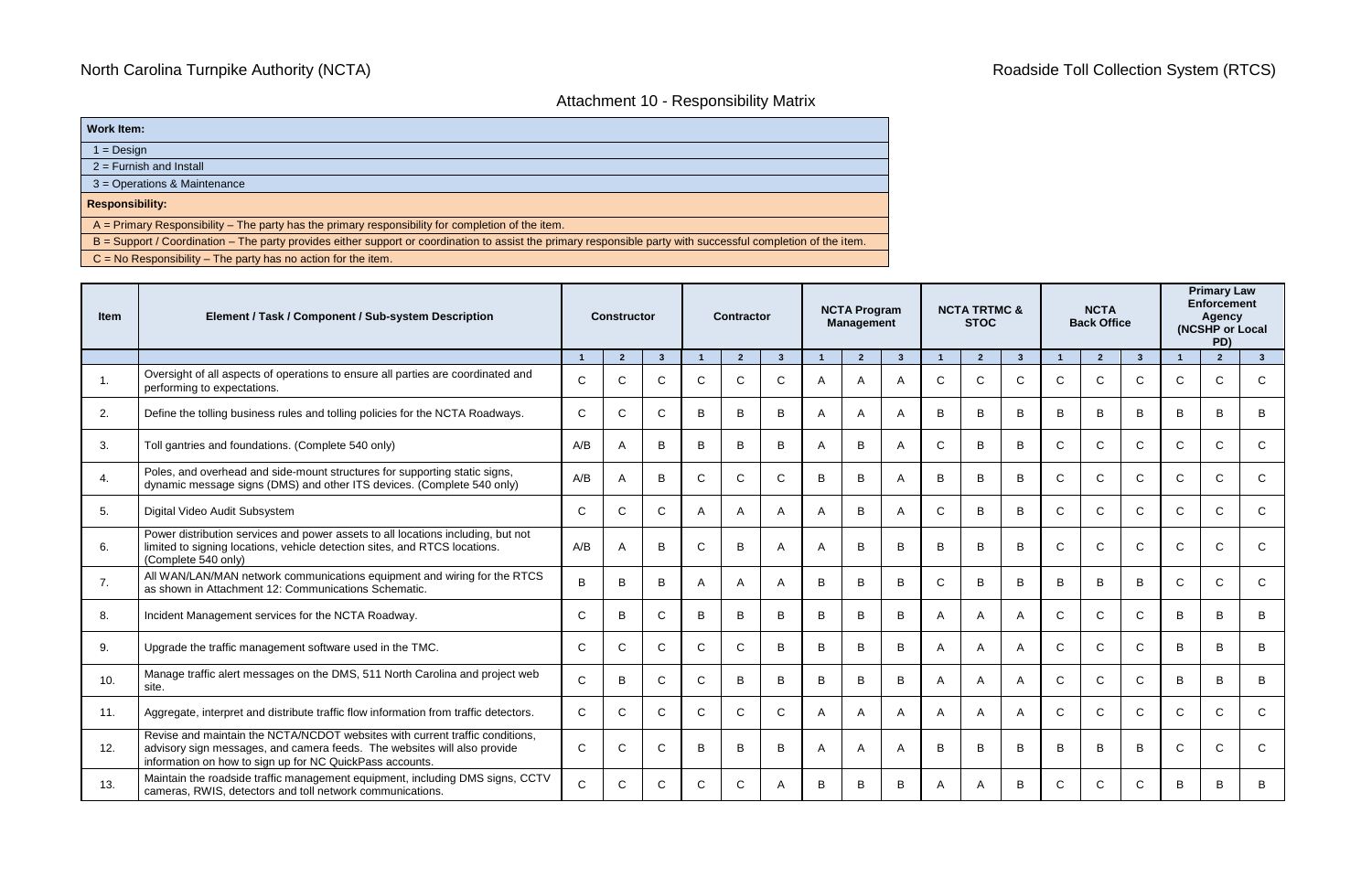North Carolina Turnpike Authority (NCTA)

Roadside Toll Collection System (RTCS)

# Attachment 10 - Responsibility Matrix

| **Work Item:** |
|---|
| 1 = Design |
| 2 = Furnish and Install |
| 3 = Operations & Maintenance |
| **Responsibility:** |
| A = Primary Responsibility – The party has the primary responsibility for completion of the item. |
| B = Support / Coordination – The party provides either support or coordination to assist the primary responsible party with successful completion of the item. |
| C = No Responsibility – The party has no action for the item. |

| Item | Element / Task / Component / Sub-system Description | Constructor | | | Contractor | | | NCTA Program Management | | | NCTA TRTMC & STOC | | | NCTA Back Office | | | Primary Law Enforcement Agency (NCSHP or Local PD) | | |
|---|---|---|---|---|---|---|---|---|---|---|---|---|---|---|---|---|---|---|---|
| | | 1 | 2 | 3 | 1 | 2 | 3 | 1 | 2 | 3 | 1 | 2 | 3 | 1 | 2 | 3 | 1 | 2 | 3 |
| 1. | Oversight of all aspects of operations to ensure all parties are coordinated and performing to expectations. | C | C | C | C | C | C | A | A | A | C | C | C | C | C | C | C | C | C |
| 2. | Define the tolling business rules and tolling policies for the NCTA Roadways. | C | C | C | B | B | B | A | A | A | B | B | B | B | B | B | B | B | B |
| 3. | Toll gantries and foundations. (Complete 540 only) | A/B | A | B | B | B | B | A | B | A | C | B | B | C | C | C | C | C | C |
| 4. | Poles, and overhead and side-mount structures for supporting static signs, dynamic message signs (DMS) and other ITS devices. (Complete 540 only) | A/B | A | B | C | C | C | B | B | A | B | B | B | C | C | C | C | C | C |
| 5. | Digital Video Audit Subsystem | C | C | C | A | A | A | A | B | A | C | B | B | C | C | C | C | C | C |
| 6. | Power distribution services and power assets to all locations including, but not limited to signing locations, vehicle detection sites, and RTCS locations. (Complete 540 only) | A/B | A | B | C | B | A | A | B | B | B | B | B | C | C | C | C | C | C |
| 7. | All WAN/LAN/MAN network communications equipment and wiring for the RTCS as shown in Attachment 12: Communications Schematic. | B | B | B | A | A | A | B | B | B | C | B | B | B | B | B | C | C | C |
| 8. | Incident Management services for the NCTA Roadway. | C | B | C | B | B | B | B | B | B | A | A | A | C | C | C | B | B | B |
| 9. | Upgrade the traffic management software used in the TMC. | C | C | C | C | C | B | B | B | B | A | A | A | C | C | C | B | B | B |
| 10. | Manage traffic alert messages on the DMS, 511 North Carolina and project web site. | C | B | C | C | B | B | B | B | B | A | A | A | C | C | C | B | B | B |
| 11. | Aggregate, interpret and distribute traffic flow information from traffic detectors. | C | C | C | C | C | C | A | A | A | A | A | A | C | C | C | C | C | C |
| 12. | Revise and maintain the NCTA/NCDOT websites with current traffic conditions, advisory sign messages, and camera feeds. The websites will also provide information on how to sign up for NC QuickPass accounts. | C | C | C | B | B | B | A | A | A | B | B | B | B | B | B | C | C | C |
| 13. | Maintain the roadside traffic management equipment, including DMS signs, CCTV cameras, RWIS, detectors and toll network communications. | C | C | C | C | C | A | B | B | B | A | A | B | C | C | C | B | B | B |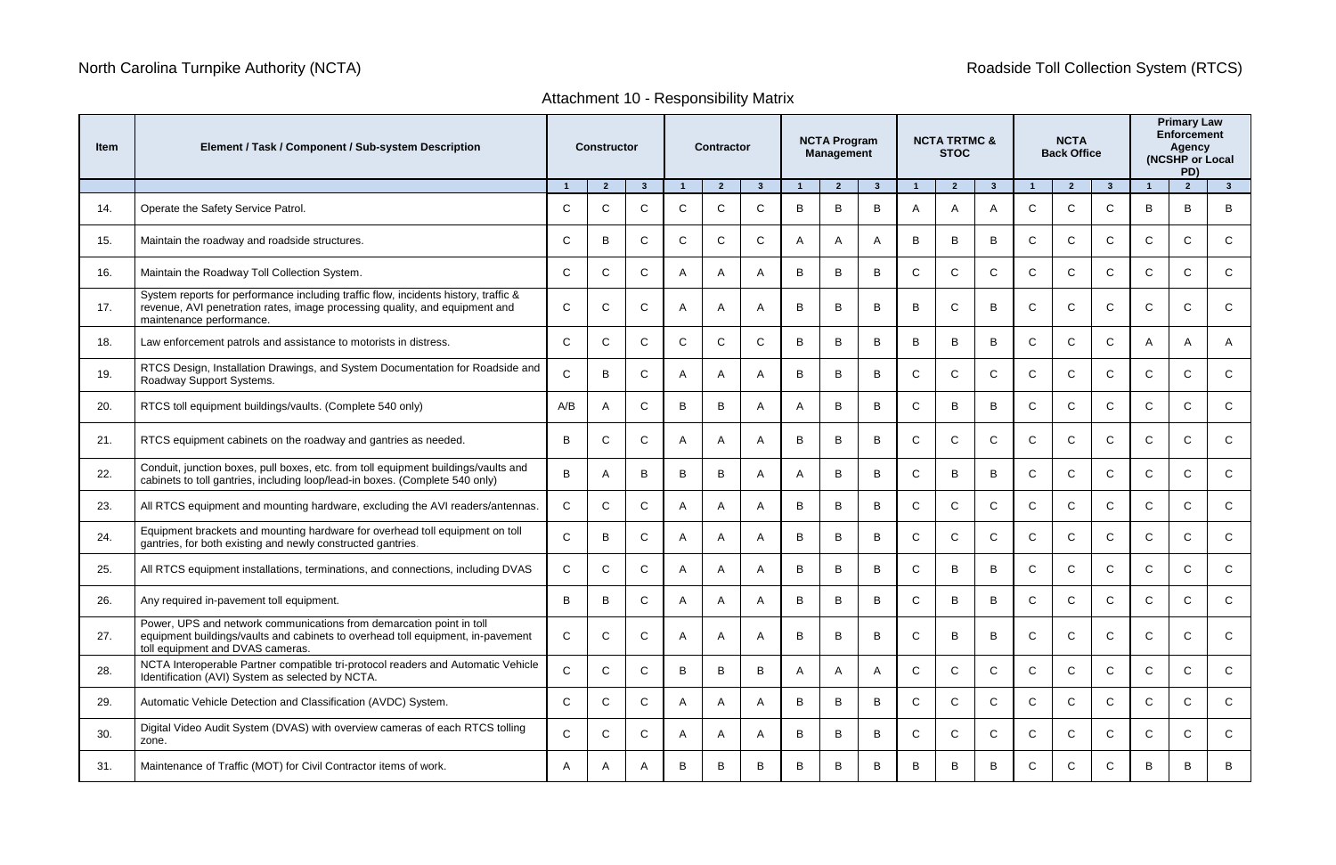# Attachment 10 - Responsibility Matrix

| Item | Element / Task / Component / Sub-system Description | Constructor | | | Contractor | | | NCTA Program Management | | | NCTA TRTMC & STOC | | | NCTA Back Office | | | Primary Law Enforcement Agency (NCSHP or Local PD) | | |
|---|---|---|---|---|---|---|---|---|---|---|---|---|---|---|---|---|---|---|---|
| | | 1 | 2 | 3 | 1 | 2 | 3 | 1 | 2 | 3 | 1 | 2 | 3 | 1 | 2 | 3 | 1 | 2 | 3 |
| 14. | Operate the Safety Service Patrol. | C | C | C | C | C | C | B | B | B | A | A | A | C | C | C | B | B | B |
| 15. | Maintain the roadway and roadside structures. | C | B | C | C | C | C | A | A | A | B | B | B | C | C | C | C | C | C |
| 16. | Maintain the Roadway Toll Collection System. | C | C | C | A | A | A | B | B | B | C | C | C | C | C | C | C | C | C |
| 17. | System reports for performance including traffic flow, incidents history, traffic & revenue, AVI penetration rates, image processing quality, and equipment and maintenance performance. | C | C | C | A | A | A | B | B | B | B | C | B | C | C | C | C | C | C |
| 18. | Law enforcement patrols and assistance to motorists in distress. | C | C | C | C | C | C | B | B | B | B | B | B | C | C | C | A | A | A |
| 19. | RTCS Design, Installation Drawings, and System Documentation for Roadside and Roadway Support Systems. | C | B | C | A | A | A | B | B | B | C | C | C | C | C | C | C | C | C |
| 20. | RTCS toll equipment buildings/vaults. (Complete 540 only) | A/B | A | C | B | B | A | A | B | B | C | B | B | C | C | C | C | C | C |
| 21. | RTCS equipment cabinets on the roadway and gantries as needed. | B | C | C | A | A | A | B | B | B | C | C | C | C | C | C | C | C | C |
| 22. | Conduit, junction boxes, pull boxes, etc. from toll equipment buildings/vaults and cabinets to toll gantries, including loop/lead-in boxes. (Complete 540 only) | B | A | B | B | B | A | A | B | B | C | B | B | C | C | C | C | C | C |
| 23. | All RTCS equipment and mounting hardware, excluding the AVI readers/antennas. | C | C | C | A | A | A | B | B | B | C | C | C | C | C | C | C | C | C |
| 24. | Equipment brackets and mounting hardware for overhead toll equipment on toll gantries, for both existing and newly constructed gantries. | C | B | C | A | A | A | B | B | B | C | C | C | C | C | C | C | C | C |
| 25. | All RTCS equipment installations, terminations, and connections, including DVAS | C | C | C | A | A | A | B | B | B | C | B | B | C | C | C | C | C | C |
| 26. | Any required in-pavement toll equipment. | B | B | C | A | A | A | B | B | B | C | B | B | C | C | C | C | C | C |
| 27. | Power, UPS and network communications from demarcation point in toll equipment buildings/vaults and cabinets to overhead toll equipment, in-pavement toll equipment and DVAS cameras. | C | C | C | A | A | A | B | B | B | C | B | B | C | C | C | C | C | C |
| 28. | NCTA Interoperable Partner compatible tri-protocol readers and Automatic Vehicle Identification (AVI) System as selected by NCTA. | C | C | C | B | B | B | A | A | A | C | C | C | C | C | C | C | C | C |
| 29. | Automatic Vehicle Detection and Classification (AVDC) System. | C | C | C | A | A | A | B | B | B | C | C | C | C | C | C | C | C | C |
| 30. | Digital Video Audit System (DVAS) with overview cameras of each RTCS tolling zone. | C | C | C | A | A | A | B | B | B | C | C | C | C | C | C | C | C | C |
| 31. | Maintenance of Traffic (MOT) for Civil Contractor items of work. | A | A | A | B | B | B | B | B | B | B | B | B | C | C | C | B | B | B |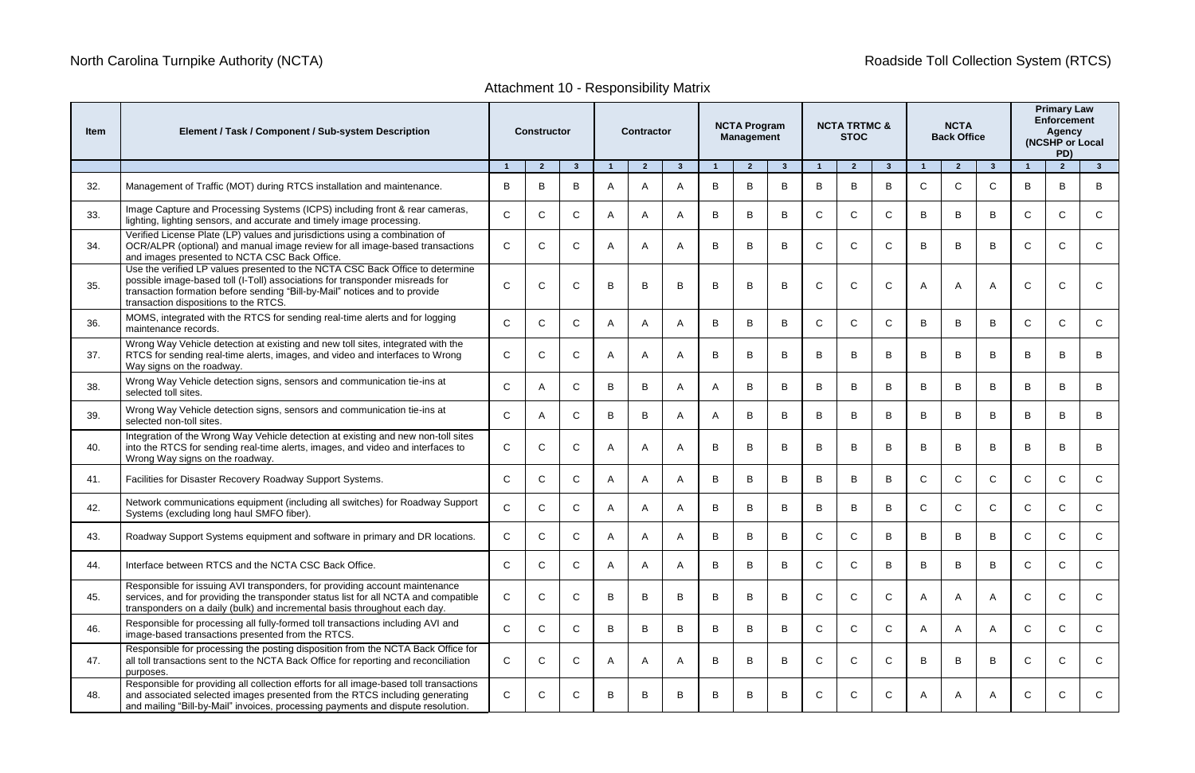# Attachment 10 - Responsibility Matrix

| Item | Element / Task / Component / Sub-system Description | Constructor | | | Contractor | | | NCTA Program Management | | | NCTA TRTMC & STOC | | | NCTA Back Office | | | Primary Law Enforcement Agency (NCSHP or Local PD) | | |
|---|---|---|---|---|---|---|---|---|---|---|---|---|---|---|---|---|---|---|---|
| | | 1 | 2 | 3 | 1 | 2 | 3 | 1 | 2 | 3 | 1 | 2 | 3 | 1 | 2 | 3 | 1 | 2 | 3 |
| 32. | Management of Traffic (MOT) during RTCS installation and maintenance. | B | B | B | A | A | A | B | B | B | B | B | B | C | C | C | B | B | B |
| 33. | Image Capture and Processing Systems (ICPS) including front & rear cameras, lighting, lighting sensors, and accurate and timely image processing. | C | C | C | A | A | A | B | B | B | C | C | C | B | B | B | C | C | C |
| 34. | Verified License Plate (LP) values and jurisdictions using a combination of OCR/ALPR (optional) and manual image review for all image-based transactions and images presented to NCTA CSC Back Office. | C | C | C | A | A | A | B | B | B | C | C | C | B | B | B | C | C | C |
| 35. | Use the verified LP values presented to the NCTA CSC Back Office to determine possible image-based toll (I-Toll) associations for transponder misreads for transaction formation before sending "Bill-by-Mail" notices and to provide transaction dispositions to the RTCS. | C | C | C | B | B | B | B | B | B | C | C | C | A | A | A | C | C | C |
| 36. | MOMS, integrated with the RTCS for sending real-time alerts and for logging maintenance records. | C | C | C | A | A | A | B | B | B | C | C | C | B | B | B | C | C | C |
| 37. | Wrong Way Vehicle detection at existing and new toll sites, integrated with the RTCS for sending real-time alerts, images, and video and interfaces to Wrong Way signs on the roadway. | C | C | C | A | A | A | B | B | B | B | B | B | B | B | B | B | B | B |
| 38. | Wrong Way Vehicle detection signs, sensors and communication tie-ins at selected toll sites. | C | A | C | B | B | A | A | B | B | B | B | B | B | B | B | B | B | B |
| 39. | Wrong Way Vehicle detection signs, sensors and communication tie-ins at selected non-toll sites. | C | A | C | B | B | A | A | B | B | B | B | B | B | B | B | B | B | B |
| 40. | Integration of the Wrong Way Vehicle detection at existing and new non-toll sites into the RTCS for sending real-time alerts, images, and video and interfaces to Wrong Way signs on the roadway. | C | C | C | A | A | A | B | B | B | B | B | B | B | B | B | B | B | B |
| 41. | Facilities for Disaster Recovery Roadway Support Systems. | C | C | C | A | A | A | B | B | B | B | B | B | C | C | C | C | C | C |
| 42. | Network communications equipment (including all switches) for Roadway Support Systems (excluding long haul SMFO fiber). | C | C | C | A | A | A | B | B | B | B | B | B | C | C | C | C | C | C |
| 43. | Roadway Support Systems equipment and software in primary and DR locations. | C | C | C | A | A | A | B | B | B | C | C | B | B | B | B | C | C | C |
| 44. | Interface between RTCS and the NCTA CSC Back Office. | C | C | C | A | A | A | B | B | B | C | C | B | B | B | B | C | C | C |
| 45. | Responsible for issuing AVI transponders, for providing account maintenance services, and for providing the transponder status list for all NCTA and compatible transponders on a daily (bulk) and incremental basis throughout each day. | C | C | C | B | B | B | B | B | B | C | C | C | A | A | A | C | C | C |
| 46. | Responsible for processing all fully-formed toll transactions including AVI and image-based transactions presented from the RTCS. | C | C | C | B | B | B | B | B | B | C | C | C | A | A | A | C | C | C |
| 47. | Responsible for processing the posting disposition from the NCTA Back Office for all toll transactions sent to the NCTA Back Office for reporting and reconciliation purposes. | C | C | C | A | A | A | B | B | B | C | C | C | B | B | B | C | C | C |
| 48. | Responsible for providing all collection efforts for all image-based toll transactions and associated selected images presented from the RTCS including generating and mailing "Bill-by-Mail" invoices, processing payments and dispute resolution. | C | C | C | B | B | B | B | B | B | C | C | C | A | A | A | C | C | C |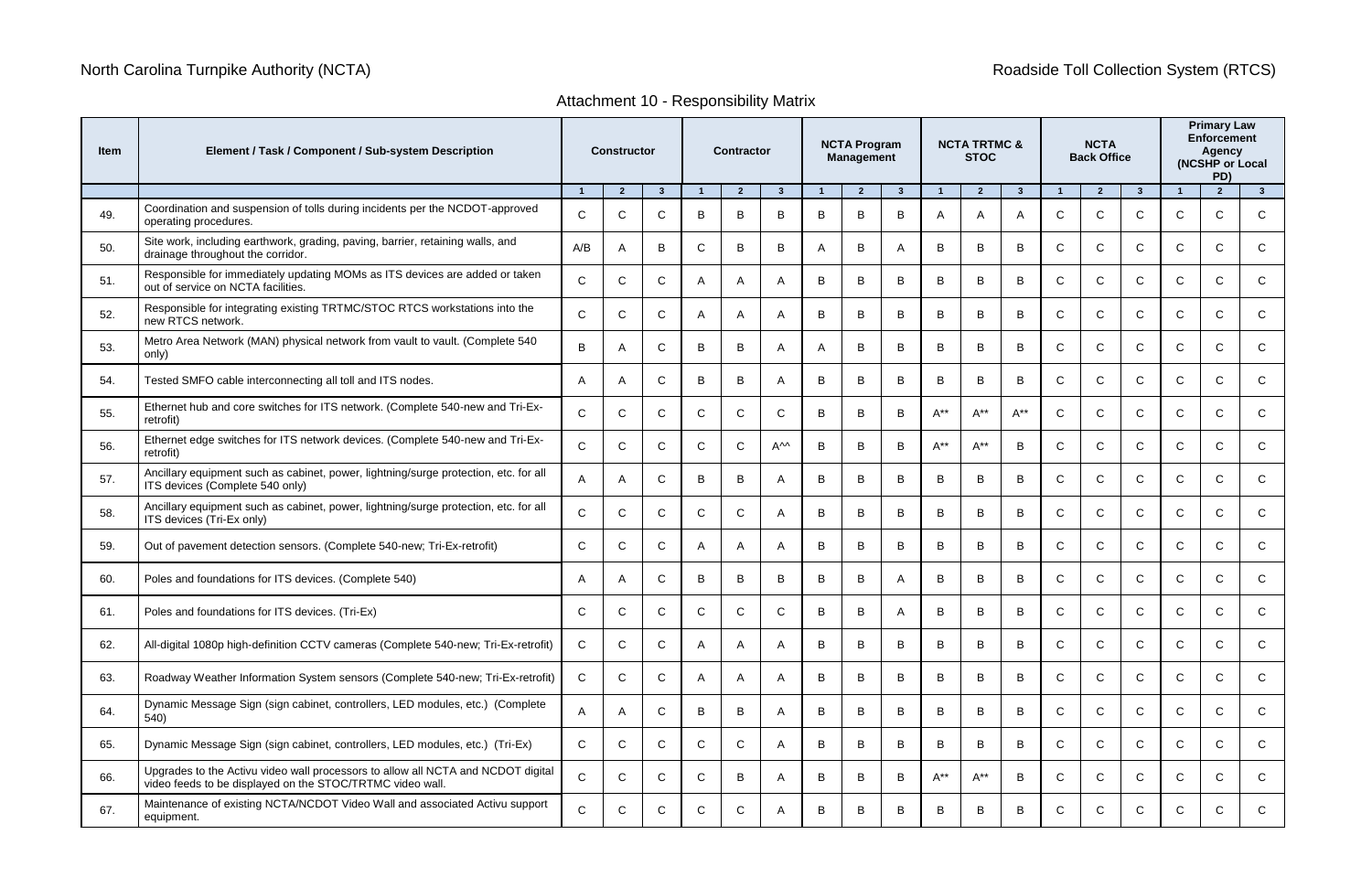# Attachment 10 - Responsibility Matrix

| Item | Element / Task / Component / Sub-system Description | Constructor | | | Contractor | | | NCTA Program Management | | | NCTA TRTMC & STOC | | | NCTA Back Office | | | Primary Law Enforcement Agency (NCSHP or Local PD) | | |
|---|---|---|---|---|---|---|---|---|---|---|---|---|---|---|---|---|---|---|---|
| | | 1 | 2 | 3 | 1 | 2 | 3 | 1 | 2 | 3 | 1 | 2 | 3 | 1 | 2 | 3 | 1 | 2 | 3 |
| 49. | Coordination and suspension of tolls during incidents per the NCDOT-approved operating procedures. | C | C | C | B | B | B | B | B | B | A | A | A | C | C | C | C | C | C |
| 50. | Site work, including earthwork, grading, paving, barrier, retaining walls, and drainage throughout the corridor. | A/B | A | B | C | B | B | A | B | A | B | B | B | C | C | C | C | C | C |
| 51. | Responsible for immediately updating MOMs as ITS devices are added or taken out of service on NCTA facilities. | C | C | C | A | A | A | B | B | B | B | B | B | C | C | C | C | C | C |
| 52. | Responsible for integrating existing TRTMC/STOC RTCS workstations into the new RTCS network. | C | C | C | A | A | A | B | B | B | B | B | B | C | C | C | C | C | C |
| 53. | Metro Area Network (MAN) physical network from vault to vault. (Complete 540 only) | B | A | C | B | B | A | A | B | B | B | B | B | C | C | C | C | C | C |
| 54. | Tested SMFO cable interconnecting all toll and ITS nodes. | A | A | C | B | B | A | B | B | B | B | B | B | C | C | C | C | C | C |
| 55. | Ethernet hub and core switches for ITS network. (Complete 540-new and Tri-Ex-retrofit) | C | C | C | C | C | C | B | B | B | A** | A** | A** | C | C | C | C | C | C |
| 56. | Ethernet edge switches for ITS network devices. (Complete 540-new and Tri-Ex-retrofit) | C | C | C | C | C | A^^ | B | B | B | A** | A** | B | C | C | C | C | C | C |
| 57. | Ancillary equipment such as cabinet, power, lightning/surge protection, etc. for all ITS devices (Complete 540 only) | A | A | C | B | B | A | B | B | B | B | B | B | C | C | C | C | C | C |
| 58. | Ancillary equipment such as cabinet, power, lightning/surge protection, etc. for all ITS devices (Tri-Ex only) | C | C | C | C | C | A | B | B | B | B | B | B | C | C | C | C | C | C |
| 59. | Out of pavement detection sensors. (Complete 540-new; Tri-Ex-retrofit) | C | C | C | A | A | A | B | B | B | B | B | B | C | C | C | C | C | C |
| 60. | Poles and foundations for ITS devices. (Complete 540) | A | A | C | B | B | B | B | B | A | B | B | B | C | C | C | C | C | C |
| 61. | Poles and foundations for ITS devices. (Tri-Ex) | C | C | C | C | C | C | B | B | A | B | B | B | C | C | C | C | C | C |
| 62. | All-digital 1080p high-definition CCTV cameras (Complete 540-new; Tri-Ex-retrofit) | C | C | C | A | A | A | B | B | B | B | B | B | C | C | C | C | C | C |
| 63. | Roadway Weather Information System sensors (Complete 540-new; Tri-Ex-retrofit) | C | C | C | A | A | A | B | B | B | B | B | B | C | C | C | C | C | C |
| 64. | Dynamic Message Sign (sign cabinet, controllers, LED modules, etc.) (Complete 540) | A | A | C | B | B | A | B | B | B | B | B | B | C | C | C | C | C | C |
| 65. | Dynamic Message Sign (sign cabinet, controllers, LED modules, etc.) (Tri-Ex) | C | C | C | C | C | A | B | B | B | B | B | B | C | C | C | C | C | C |
| 66. | Upgrades to the Activu video wall processors to allow all NCTA and NCDOT digital video feeds to be displayed on the STOC/TRTMC video wall. | C | C | C | C | B | A | B | B | B | A** | A** | B | C | C | C | C | C | C |
| 67. | Maintenance of existing NCTA/NCDOT Video Wall and associated Activu support equipment. | C | C | C | C | C | A | B | B | B | B | B | B | C | C | C | C | C | C |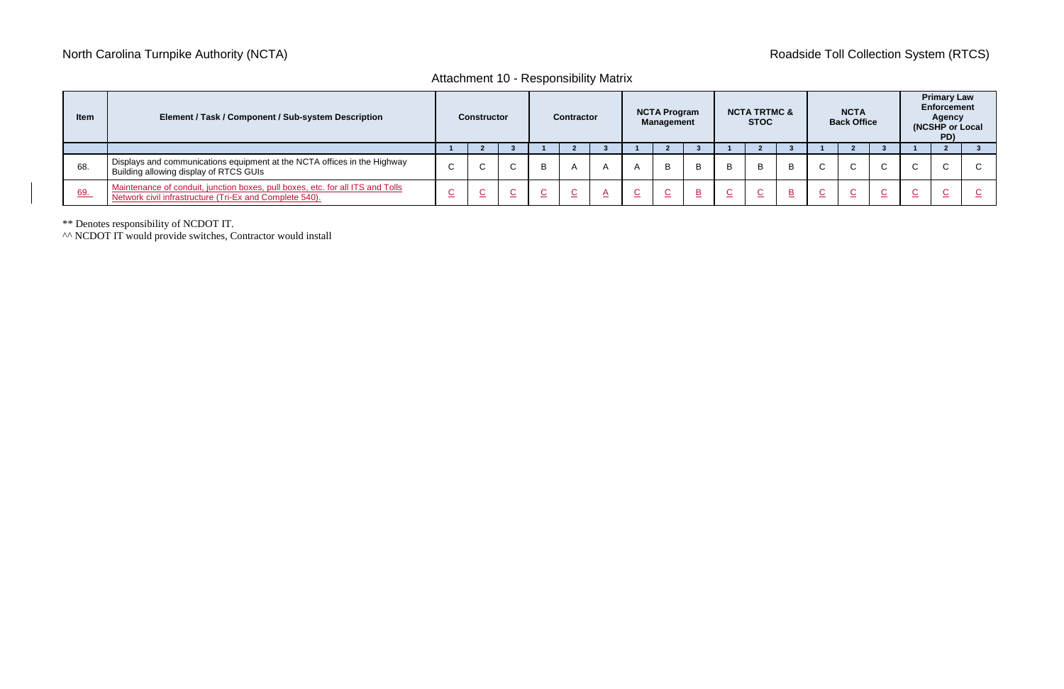North Carolina Turnpike Authority (NCTA)

Roadside Toll Collection System (RTCS)

## Attachment 10 - Responsibility Matrix

| Item | Element / Task / Component / Sub-system Description | Constructor | | | Contractor | | | NCTA Program Management | | | NCTA TRTMC & STOC | | | NCTA Back Office | | | Primary Law Enforcement Agency (NCSHP or Local PD) | | |
|---|---|---|---|---|---|---|---|---|---|---|---|---|---|---|---|---|---|---|---|
| | | 1 | 2 | 3 | 1 | 2 | 3 | 1 | 2 | 3 | 1 | 2 | 3 | 1 | 2 | 3 | 1 | 2 | 3 |
| 68. | Displays and communications equipment at the NCTA offices in the Highway Building allowing display of RTCS GUIs | C | C | C | B | A | A | A | B | B | B | B | B | C | C | C | C | C | C |
| 69. | Maintenance of conduit, junction boxes, pull boxes, etc. for all ITS and Tolls Network civil infrastructure (Tri-Ex and Complete 540). | C | C | C | C | C | A | C | C | B | C | C | B | C | C | C | C | C | C |

** Denotes responsibility of NCDOT IT.

^^ NCDOT IT would provide switches, Contractor would install